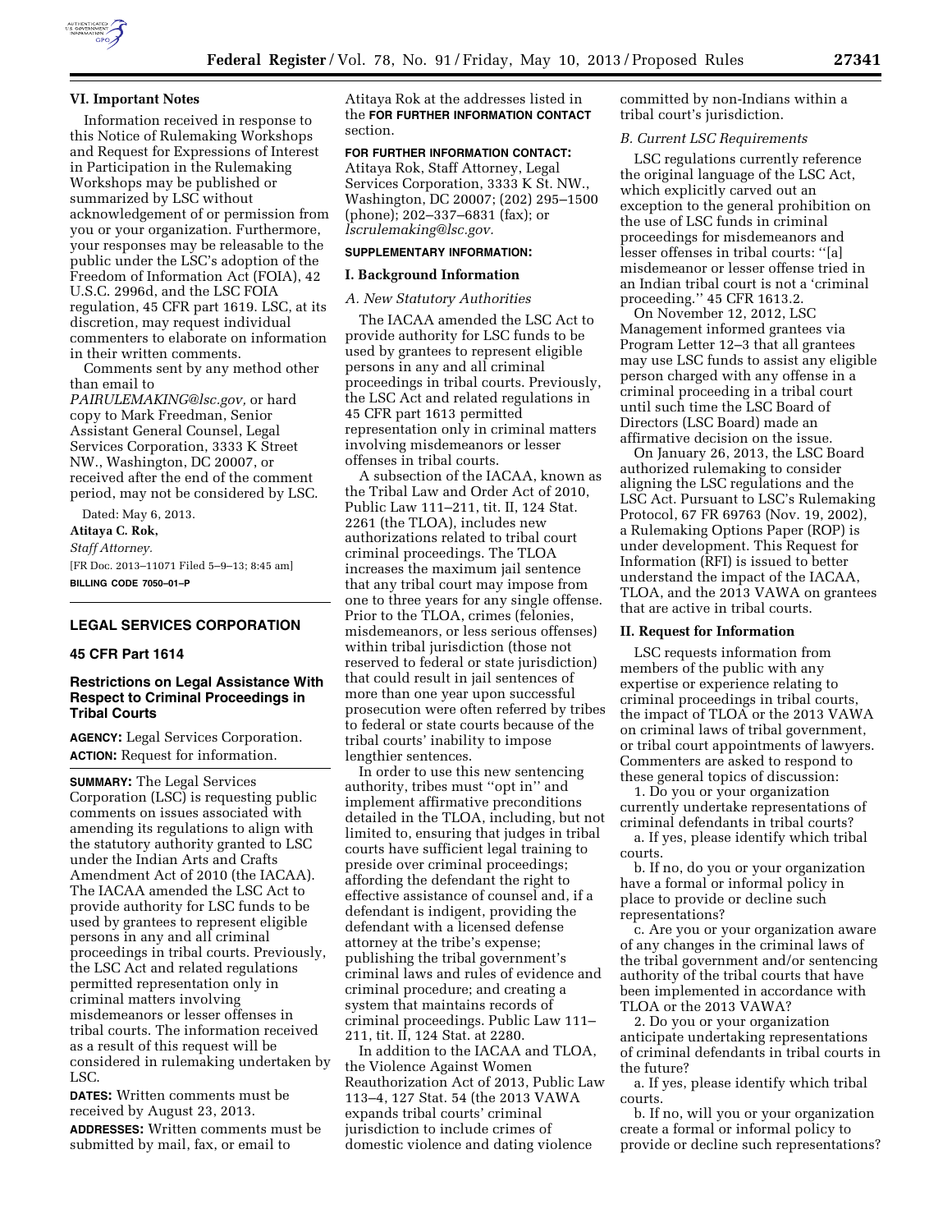## VI. Important Notes

Information received in response to this Notice of Rulemaking Workshops and Request for Expressions of Interest in Participation in the Rulemaking Workshops may be published or summarized by LSC without acknowledgement of or permission from you or your organization. Furthermore, your responses may be releasable to the public under the LSC's adoption of the Freedom of Information Act (FOIA), 42 U.S.C. 2996d, and the LSC FOIA regulation, 45 CFR part 1619. LSC, at its discretion, may request individual commenters to elaborate on information in their written comments.

Comments sent by any method other than email to *PAIRULEMAKING@lsc.gov,* or hard copy to Mark Freedman, Senior Assistant General Counsel, Legal Services Corporation, 3333 K Street NW., Washington, DC 20007, or received after the end of the comment period, may not be considered by LSC.

Dated: May 6, 2013.

**Atitaya C. Rok,**

*Staff Attorney.*

[FR Doc. 2013–11071 Filed 5–9–13; 8:45 am]

**BILLING CODE 7050–01–P**

---

# LEGAL SERVICES CORPORATION

## 45 CFR Part 1614

## Restrictions on Legal Assistance With Respect to Criminal Proceedings in Tribal Courts

**AGENCY:** Legal Services Corporation.

**ACTION:** Request for information.

**SUMMARY:** The Legal Services Corporation (LSC) is requesting public comments on issues associated with amending its regulations to align with the statutory authority granted to LSC under the Indian Arts and Crafts Amendment Act of 2010 (the IACAA). The IACAA amended the LSC Act to provide authority for LSC funds to be used by grantees to represent eligible persons in any and all criminal proceedings in tribal courts. Previously, the LSC Act and related regulations permitted representation only in criminal matters involving misdemeanors or lesser offenses in tribal courts. The information received as a result of this request will be considered in rulemaking undertaken by LSC.

**DATES:** Written comments must be received by August 23, 2013.

**ADDRESSES:** Written comments must be submitted by mail, fax, or email to Atitaya Rok at the addresses listed in the **FOR FURTHER INFORMATION CONTACT** section.

**FOR FURTHER INFORMATION CONTACT:** Atitaya Rok, Staff Attorney, Legal Services Corporation, 3333 K St. NW., Washington, DC 20007; (202) 295–1500 (phone); 202–337–6831 (fax); or *lscrulemaking@lsc.gov.*

**SUPPLEMENTARY INFORMATION:**

### I. Background Information

#### *A. New Statutory Authorities*

The IACAA amended the LSC Act to provide authority for LSC funds to be used by grantees to represent eligible persons in any and all criminal proceedings in tribal courts. Previously, the LSC Act and related regulations in 45 CFR part 1613 permitted representation only in criminal matters involving misdemeanors or lesser offenses in tribal courts.

A subsection of the IACAA, known as the Tribal Law and Order Act of 2010, Public Law 111–211, tit. II, 124 Stat. 2261 (the TLOA), includes new authorizations related to tribal court criminal proceedings. The TLOA increases the maximum jail sentence that any tribal court may impose from one to three years for any single offense. Prior to the TLOA, crimes (felonies, misdemeanors, or less serious offenses) within tribal jurisdiction (those not reserved to federal or state jurisdiction) that could result in jail sentences of more than one year upon successful prosecution were often referred by tribes to federal or state courts because of the tribal courts' inability to impose lengthier sentences.

In order to use this new sentencing authority, tribes must "opt in" and implement affirmative preconditions detailed in the TLOA, including, but not limited to, ensuring that judges in tribal courts have sufficient legal training to preside over criminal proceedings; affording the defendant the right to effective assistance of counsel and, if a defendant is indigent, providing the defendant with a licensed defense attorney at the tribe's expense; publishing the tribal government's criminal laws and rules of evidence and criminal procedure; and creating a system that maintains records of criminal proceedings. Public Law 111–211, tit. II, 124 Stat. at 2280.

In addition to the IACAA and TLOA, the Violence Against Women Reauthorization Act of 2013, Public Law 113–4, 127 Stat. 54 (the 2013 VAWA expands tribal courts' criminal jurisdiction to include crimes of domestic violence and dating violence committed by non-Indians within a tribal court's jurisdiction.

#### *B. Current LSC Requirements*

LSC regulations currently reference the original language of the LSC Act, which explicitly carved out an exception to the general prohibition on the use of LSC funds in criminal proceedings for misdemeanors and lesser offenses in tribal courts: "[a] misdemeanor or lesser offense tried in an Indian tribal court is not a 'criminal proceeding.'" 45 CFR 1613.2.

On November 12, 2012, LSC Management informed grantees via Program Letter 12–3 that all grantees may use LSC funds to assist any eligible person charged with any offense in a criminal proceeding in a tribal court until such time the LSC Board of Directors (LSC Board) made an affirmative decision on the issue.

On January 26, 2013, the LSC Board authorized rulemaking to consider aligning the LSC regulations and the LSC Act. Pursuant to LSC's Rulemaking Protocol, 67 FR 69763 (Nov. 19, 2002), a Rulemaking Options Paper (ROP) is under development. This Request for Information (RFI) is issued to better understand the impact of the IACAA, TLOA, and the 2013 VAWA on grantees that are active in tribal courts.

### II. Request for Information

LSC requests information from members of the public with any expertise or experience relating to criminal proceedings in tribal courts, the impact of TLOA or the 2013 VAWA on criminal laws of tribal government, or tribal court appointments of lawyers. Commenters are asked to respond to these general topics of discussion:

1. Do you or your organization currently undertake representations of criminal defendants in tribal courts?

   a. If yes, please identify which tribal courts.

   b. If no, do you or your organization have a formal or informal policy in place to provide or decline such representations?

   c. Are you or your organization aware of any changes in the criminal laws of the tribal government and/or sentencing authority of the tribal courts that have been implemented in accordance with TLOA or the 2013 VAWA?

2. Do you or your organization anticipate undertaking representations of criminal defendants in tribal courts in the future?

   a. If yes, please identify which tribal courts.

   b. If no, will you or your organization create a formal or informal policy to provide or decline such representations?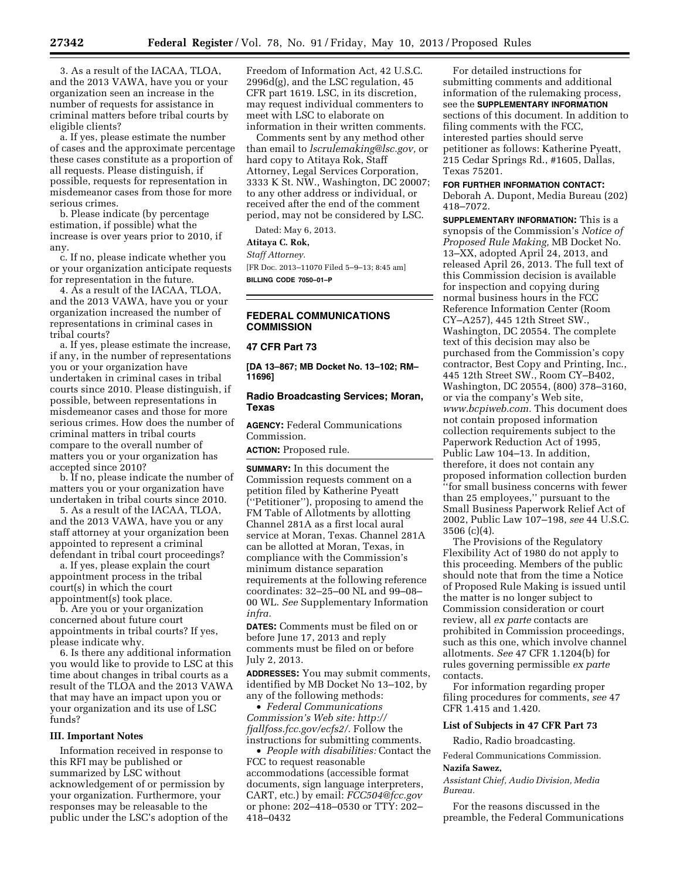3. As a result of the IACAA, TLOA, and the 2013 VAWA, have you or your organization seen an increase in the number of requests for assistance in criminal matters before tribal courts by eligible clients?

a. If yes, please estimate the number of cases and the approximate percentage these cases constitute as a proportion of all requests. Please distinguish, if possible, requests for representation in misdemeanor cases from those for more serious crimes.

b. Please indicate (by percentage estimation, if possible) what the increase is over years prior to 2010, if any.

c. If no, please indicate whether you or your organization anticipate requests for representation in the future.

4. As a result of the IACAA, TLOA, and the 2013 VAWA, have you or your organization increased the number of representations in criminal cases in tribal courts?

a. If yes, please estimate the increase, if any, in the number of representations you or your organization have undertaken in criminal cases in tribal courts since 2010. Please distinguish, if possible, between representations in misdemeanor cases and those for more serious crimes. How does the number of criminal matters in tribal courts compare to the overall number of matters you or your organization has accepted since 2010?

b. If no, please indicate the number of matters you or your organization have undertaken in tribal courts since 2010.

5. As a result of the IACAA, TLOA, and the 2013 VAWA, have you or any staff attorney at your organization been appointed to represent a criminal defendant in tribal court proceedings?

a. If yes, please explain the court appointment process in the tribal court(s) in which the court appointment(s) took place.

b. Are you or your organization concerned about future court appointments in tribal courts? If yes, please indicate why.

6. Is there any additional information you would like to provide to LSC at this time about changes in tribal courts as a result of the TLOA and the 2013 VAWA that may have an impact upon you or your organization and its use of LSC funds?

## III. Important Notes

Information received in response to this RFI may be published or summarized by LSC without acknowledgement of or permission by your organization. Furthermore, your responses may be releasable to the public under the LSC's adoption of the Freedom of Information Act, 42 U.S.C. 2996d(g), and the LSC regulation, 45 CFR part 1619. LSC, in its discretion, may request individual commenters to meet with LSC to elaborate on information in their written comments.

Comments sent by any method other than email to *lscrulemaking@lsc.gov,* or hard copy to Atitaya Rok, Staff Attorney, Legal Services Corporation, 3333 K St. NW., Washington, DC 20007; to any other address or individual, or received after the end of the comment period, may not be considered by LSC.

Dated: May 6, 2013.

**Atitaya C. Rok,**

*Staff Attorney.*

[FR Doc. 2013–11070 Filed 5–9–13; 8:45 am]

**BILLING CODE 7050–01–P**

---

# FEDERAL COMMUNICATIONS COMMISSION

## 47 CFR Part 73

**[DA 13–867; MB Docket No. 13–102; RM–11696]**

## Radio Broadcasting Services; Moran, Texas

**AGENCY:** Federal Communications Commission.

**ACTION:** Proposed rule.

**SUMMARY:** In this document the Commission requests comment on a petition filed by Katherine Pyeatt (''Petitioner''), proposing to amend the FM Table of Allotments by allotting Channel 281A as a first local aural service at Moran, Texas. Channel 281A can be allotted at Moran, Texas, in compliance with the Commission's minimum distance separation requirements at the following reference coordinates: 32–25–00 NL and 99–08–00 WL. *See* Supplementary Information *infra.*

**DATES:** Comments must be filed on or before June 17, 2013 and reply comments must be filed on or before July 2, 2013.

**ADDRESSES:** You may submit comments, identified by MB Docket No 13–102, by any of the following methods:

- *Federal Communications Commission's Web site: http://fjallfoss.fcc.gov/ecfs2/.* Follow the instructions for submitting comments.
- *People with disabilities:* Contact the FCC to request reasonable accommodations (accessible format documents, sign language interpreters, CART, etc.) by email: *FCC504@fcc.gov* or phone: 202–418–0530 or TTY: 202–418–0432

For detailed instructions for submitting comments and additional information of the rulemaking process, see the **SUPPLEMENTARY INFORMATION** sections of this document. In addition to filing comments with the FCC, interested parties should serve petitioner as follows: Katherine Pyeatt, 215 Cedar Springs Rd., #1605, Dallas, Texas 75201.

**FOR FURTHER INFORMATION CONTACT:** Deborah A. Dupont, Media Bureau (202) 418–7072.

**SUPPLEMENTARY INFORMATION:** This is a synopsis of the Commission's *Notice of Proposed Rule Making,* MB Docket No. 13–XX, adopted April 24, 2013, and released April 26, 2013. The full text of this Commission decision is available for inspection and copying during normal business hours in the FCC Reference Information Center (Room CY–A257), 445 12th Street SW., Washington, DC 20554. The complete text of this decision may also be purchased from the Commission's copy contractor, Best Copy and Printing, Inc., 445 12th Street SW., Room CY–B402, Washington, DC 20554, (800) 378–3160, or via the company's Web site, *www.bcpiweb.com.* This document does not contain proposed information collection requirements subject to the Paperwork Reduction Act of 1995, Public Law 104–13. In addition, therefore, it does not contain any proposed information collection burden ''for small business concerns with fewer than 25 employees,'' pursuant to the Small Business Paperwork Relief Act of 2002, Public Law 107–198, *see* 44 U.S.C. 3506 (c)(4).

The Provisions of the Regulatory Flexibility Act of 1980 do not apply to this proceeding. Members of the public should note that from the time a Notice of Proposed Rule Making is issued until the matter is no longer subject to Commission consideration or court review, all *ex parte* contacts are prohibited in Commission proceedings, such as this one, which involve channel allotments. *See* 47 CFR 1.1204(b) for rules governing permissible *ex parte* contacts.

For information regarding proper filing procedures for comments, *see* 47 CFR 1.415 and 1.420.

### List of Subjects in 47 CFR Part 73

Radio, Radio broadcasting.

Federal Communications Commission.

**Nazifa Sawez,**

*Assistant Chief, Audio Division, Media Bureau.*

For the reasons discussed in the preamble, the Federal Communications